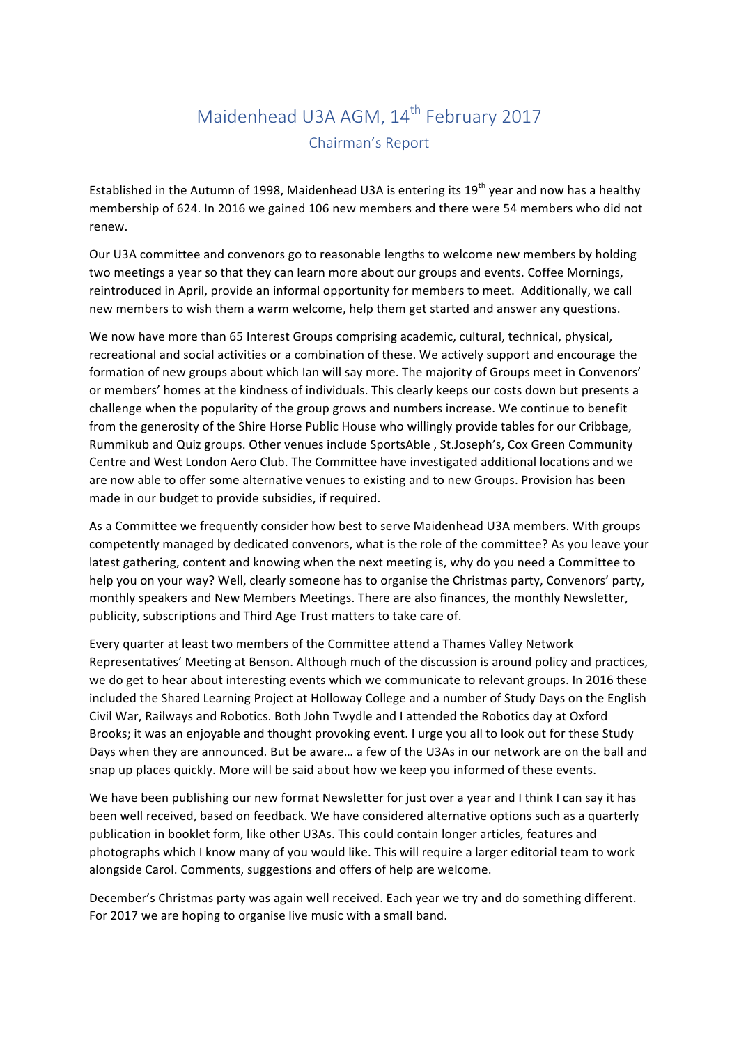# Maidenhead U3A AGM, 14th February 2017

## Chairman's Report

Established in the Autumn of 1998, Maidenhead U3A is entering its 19th year and now has a healthy membership of 624. In 2016 we gained 106 new members and there were 54 members who did not renew.

Our U3A committee and convenors go to reasonable lengths to welcome new members by holding two meetings a year so that they can learn more about our groups and events. Coffee Mornings, reintroduced in April, provide an informal opportunity for members to meet. Additionally, we call new members to wish them a warm welcome, help them get started and answer any questions.

We now have more than 65 Interest Groups comprising academic, cultural, technical, physical, recreational and social activities or a combination of these. We actively support and encourage the formation of new groups about which Ian will say more. The majority of Groups meet in Convenors' or members' homes at the kindness of individuals. This clearly keeps our costs down but presents a challenge when the popularity of the group grows and numbers increase. We continue to benefit from the generosity of the Shire Horse Public House who willingly provide tables for our Cribbage, Rummikub and Quiz groups. Other venues include SportsAble , St.Joseph's, Cox Green Community Centre and West London Aero Club. The Committee have investigated additional locations and we are now able to offer some alternative venues to existing and to new Groups. Provision has been made in our budget to provide subsidies, if required.

As a Committee we frequently consider how best to serve Maidenhead U3A members. With groups competently managed by dedicated convenors, what is the role of the committee? As you leave your latest gathering, content and knowing when the next meeting is, why do you need a Committee to help you on your way? Well, clearly someone has to organise the Christmas party, Convenors' party, monthly speakers and New Members Meetings. There are also finances, the monthly Newsletter, publicity, subscriptions and Third Age Trust matters to take care of.

Every quarter at least two members of the Committee attend a Thames Valley Network Representatives' Meeting at Benson. Although much of the discussion is around policy and practices, we do get to hear about interesting events which we communicate to relevant groups. In 2016 these included the Shared Learning Project at Holloway College and a number of Study Days on the English Civil War, Railways and Robotics. Both John Twydle and I attended the Robotics day at Oxford Brooks; it was an enjoyable and thought provoking event. I urge you all to look out for these Study Days when they are announced. But be aware… a few of the U3As in our network are on the ball and snap up places quickly. More will be said about how we keep you informed of these events.

We have been publishing our new format Newsletter for just over a year and I think I can say it has been well received, based on feedback. We have considered alternative options such as a quarterly publication in booklet form, like other U3As. This could contain longer articles, features and photographs which I know many of you would like. This will require a larger editorial team to work alongside Carol. Comments, suggestions and offers of help are welcome.

December's Christmas party was again well received. Each year we try and do something different. For 2017 we are hoping to organise live music with a small band.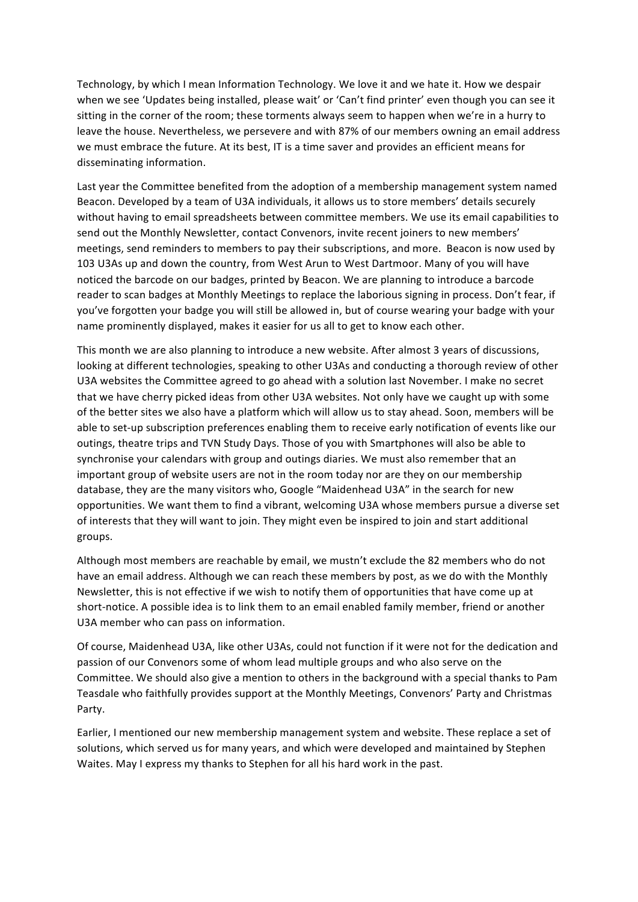Technology, by which I mean Information Technology. We love it and we hate it. How we despair when we see 'Updates being installed, please wait' or 'Can't find printer' even though you can see it sitting in the corner of the room; these torments always seem to happen when we're in a hurry to leave the house. Nevertheless, we persevere and with 87% of our members owning an email address we must embrace the future. At its best, IT is a time saver and provides an efficient means for disseminating information.

Last year the Committee benefited from the adoption of a membership management system named Beacon. Developed by a team of U3A individuals, it allows us to store members' details securely without having to email spreadsheets between committee members. We use its email capabilities to send out the Monthly Newsletter, contact Convenors, invite recent joiners to new members' meetings, send reminders to members to pay their subscriptions, and more. Beacon is now used by 103 U3As up and down the country, from West Arun to West Dartmoor. Many of you will have noticed the barcode on our badges, printed by Beacon. We are planning to introduce a barcode reader to scan badges at Monthly Meetings to replace the laborious signing in process. Don't fear, if you've forgotten your badge you will still be allowed in, but of course wearing your badge with your name prominently displayed, makes it easier for us all to get to know each other.

This month we are also planning to introduce a new website. After almost 3 years of discussions, looking at different technologies, speaking to other U3As and conducting a thorough review of other U3A websites the Committee agreed to go ahead with a solution last November. I make no secret that we have cherry picked ideas from other U3A websites. Not only have we caught up with some of the better sites we also have a platform which will allow us to stay ahead. Soon, members will be able to set-up subscription preferences enabling them to receive early notification of events like our outings, theatre trips and TVN Study Days. Those of you with Smartphones will also be able to synchronise your calendars with group and outings diaries. We must also remember that an important group of website users are not in the room today nor are they on our membership database, they are the many visitors who, Google "Maidenhead U3A" in the search for new opportunities. We want them to find a vibrant, welcoming U3A whose members pursue a diverse set of interests that they will want to join. They might even be inspired to join and start additional groups.

Although most members are reachable by email, we mustn't exclude the 82 members who do not have an email address. Although we can reach these members by post, as we do with the Monthly Newsletter, this is not effective if we wish to notify them of opportunities that have come up at short-notice. A possible idea is to link them to an email enabled family member, friend or another U3A member who can pass on information.

Of course, Maidenhead U3A, like other U3As, could not function if it were not for the dedication and passion of our Convenors some of whom lead multiple groups and who also serve on the Committee. We should also give a mention to others in the background with a special thanks to Pam Teasdale who faithfully provides support at the Monthly Meetings, Convenors' Party and Christmas Party.

Earlier, I mentioned our new membership management system and website. These replace a set of solutions, which served us for many years, and which were developed and maintained by Stephen Waites. May I express my thanks to Stephen for all his hard work in the past.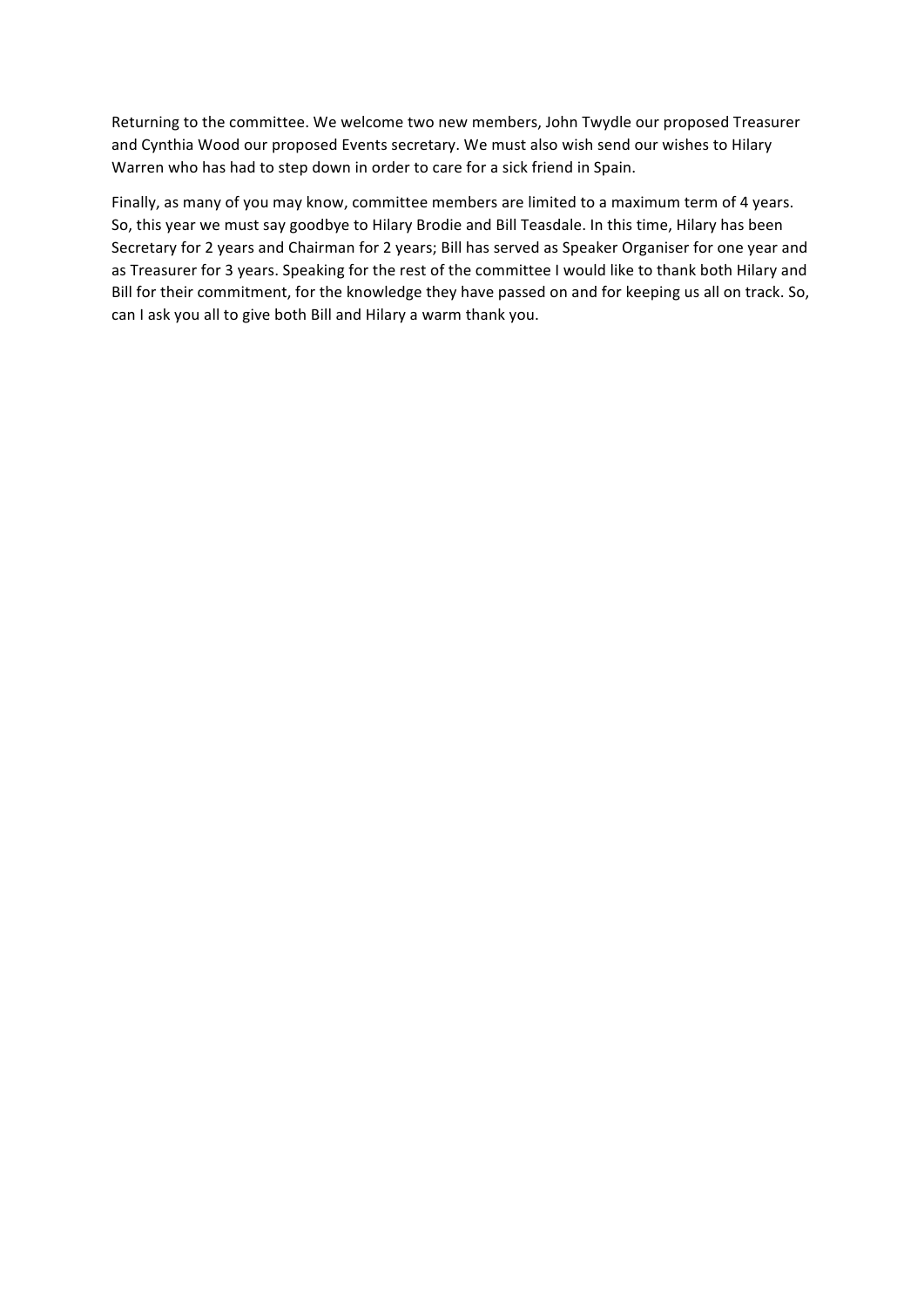Returning to the committee. We welcome two new members, John Twydle our proposed Treasurer and Cynthia Wood our proposed Events secretary. We must also wish send our wishes to Hilary Warren who has had to step down in order to care for a sick friend in Spain.

Finally, as many of you may know, committee members are limited to a maximum term of 4 years. So, this year we must say goodbye to Hilary Brodie and Bill Teasdale. In this time, Hilary has been Secretary for 2 years and Chairman for 2 years; Bill has served as Speaker Organiser for one year and as Treasurer for 3 years. Speaking for the rest of the committee I would like to thank both Hilary and Bill for their commitment, for the knowledge they have passed on and for keeping us all on track. So, can I ask you all to give both Bill and Hilary a warm thank you.